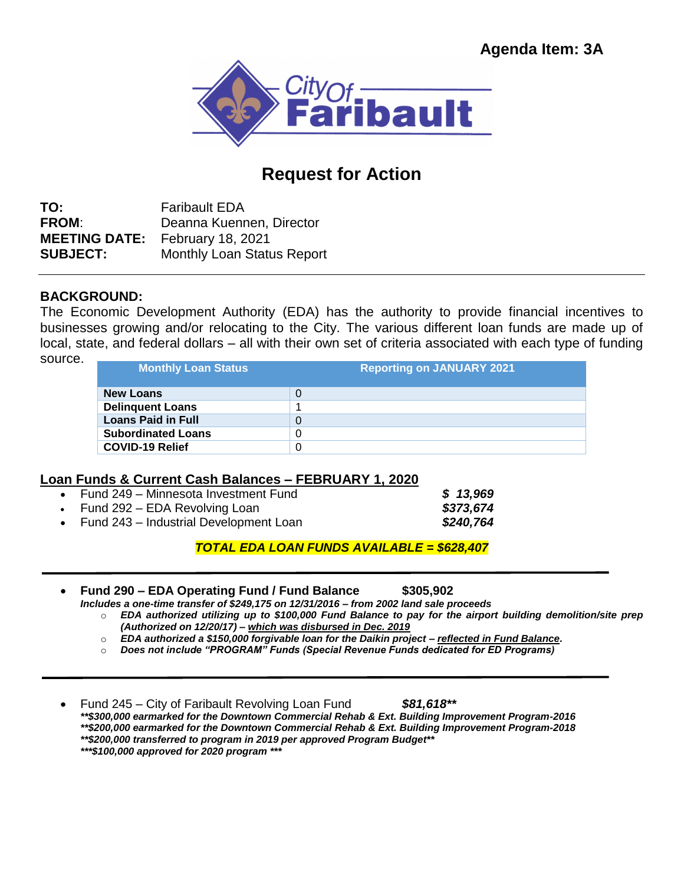**Agenda Item: 3A**

City Of Faribault

# Request for Action

**TO:** Faribault EDA
**FROM**: Deanna Kuennen, Director
**MEETING DATE:** February 18, 2021
**SUBJECT:** Monthly Loan Status Report

---

**BACKGROUND:**

The Economic Development Authority (EDA) has the authority to provide financial incentives to businesses growing and/or relocating to the City. The various different loan funds are made up of local, state, and federal dollars – all with their own set of criteria associated with each type of funding source.

| Monthly Loan Status | Reporting on JANUARY 2021 |
|---|---|
| **New Loans** | 0 |
| **Delinquent Loans** | 1 |
| **Loans Paid in Full** | 0 |
| **Subordinated Loans** | 0 |
| **COVID-19 Relief** | 0 |

**Loan Funds & Current Cash Balances – FEBRUARY 1, 2020**

- Fund 249 – Minnesota Investment Fund — ***$ 13,969***
- Fund 292 – EDA Revolving Loan — ***$373,674***
- Fund 243 – Industrial Development Loan — ***$240,764***

***TOTAL EDA LOAN FUNDS AVAILABLE = $628,407***

---

- **Fund 290 – EDA Operating Fund / Fund Balance $305,902**
  ***Includes a one-time transfer of $249,175 on 12/31/2016 – from 2002 land sale proceeds***
  - ***EDA authorized utilizing up to $100,000 Fund Balance to pay for the airport building demolition/site prep (Authorized on 12/20/17) – which was disbursed in Dec. 2019***
  - ***EDA authorized a $150,000 forgivable loan for the Daikin project – reflected in Fund Balance.***
  - ***Does not include "PROGRAM" Funds (Special Revenue Funds dedicated for ED Programs)***

---

- Fund 245 – City of Faribault Revolving Loan Fund ***$81,618****
  ***\*\*$300,000 earmarked for the Downtown Commercial Rehab & Ext. Building Improvement Program-2016***
  ***\*\*$200,000 earmarked for the Downtown Commercial Rehab & Ext. Building Improvement Program-2018***
  ***\*\*$200,000 transferred to program in 2019 per approved Program Budget\*\****
  ***\*\*\*$100,000 approved for 2020 program \*\*\****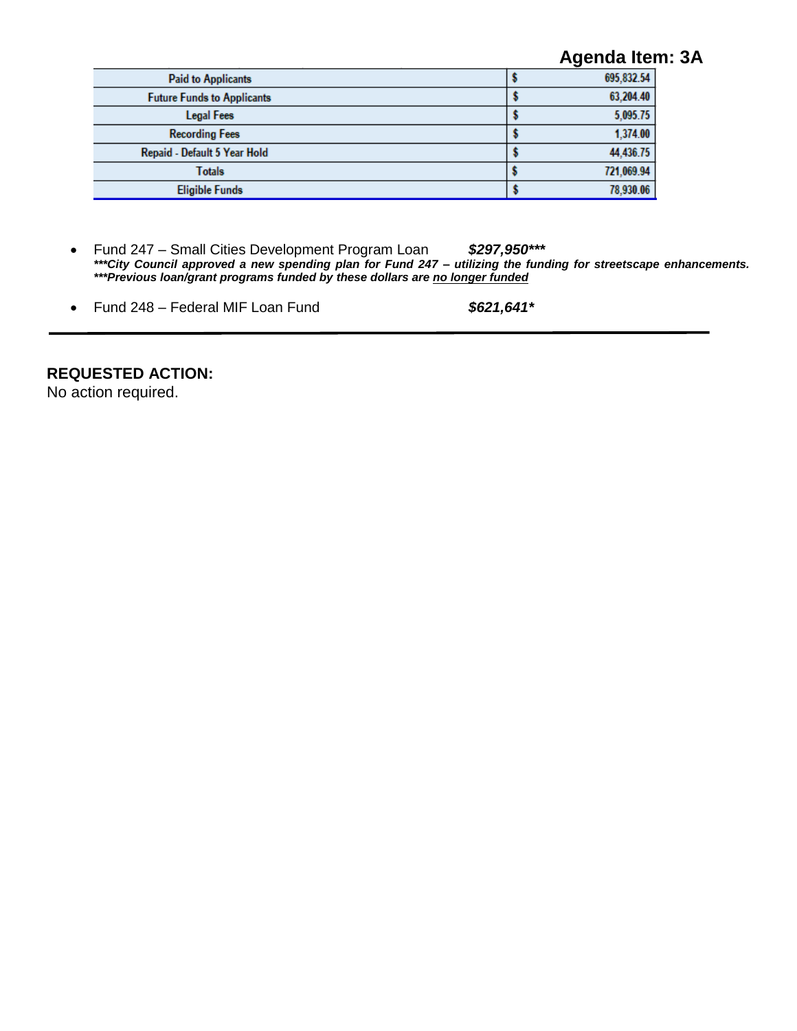**Agenda Item: 3A**

| | | |
|---|---|---|
| Paid to Applicants | $ | 695,832.54 |
| Future Funds to Applicants | $ | 63,204.40 |
| Legal Fees | $ | 5,095.75 |
| Recording Fees | $ | 1,374.00 |
| Repaid - Default 5 Year Hold | $ | 44,436.75 |
| Totals | $ | 721,069.94 |
| Eligible Funds | $ | 78,930.06 |

- Fund 247 – Small Cities Development Program Loan ***$297,950****
  ****City Council approved a new spending plan for Fund 247 – utilizing the funding for streetscape enhancements.***
  ****Previous loan/grant programs funded by these dollars are no longer funded***
- Fund 248 – Federal MIF Loan Fund ***$621,641****

---

**REQUESTED ACTION:**
No action required.